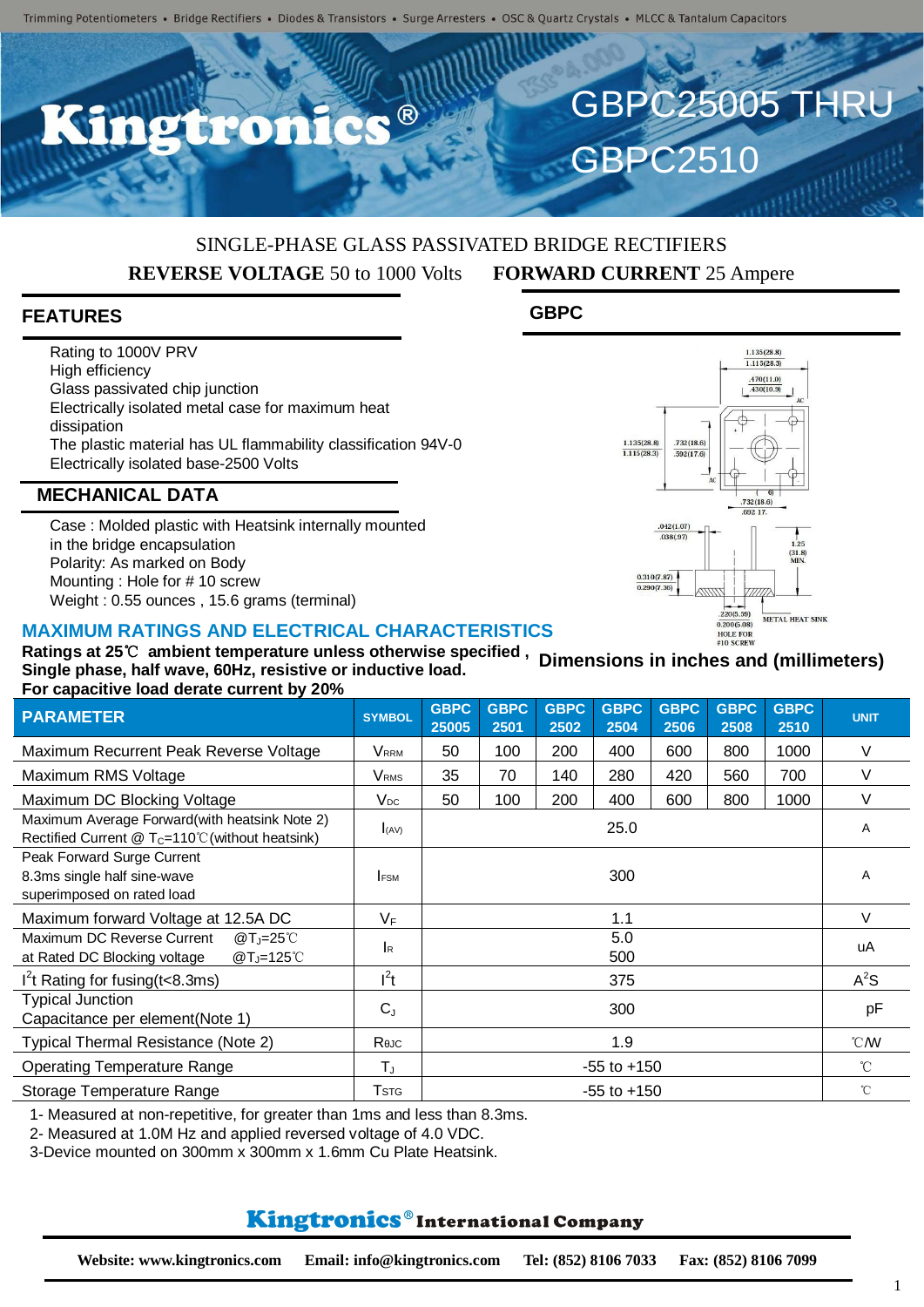Trimming Potentiometers • Bridge Rectifiers • Diodes & Transistors • Surge Arresters • OSC & Quartz Crystals • MLCC & Tantalum Capacitors

# Kingtronics®

# GBPC25005 THRU GBPC2510

SINGLE-PHASE GLASS PASSIVATED BRIDGE RECTIFIERS

**REVERSE VOLTAGE** 50 to 1000 Volts **FORWARD CURRENT** 25 Ampere

## FEATURES

- Rating to 1000V PRV
- High efficiency
- Glass passivated chip junction
- Electrically isolated metal case for maximum heat dissipation
- The plastic material has UL flammability classification 94V-0
- Electrically isolated base-2500 Volts

## MECHANICAL DATA

- Case : Molded plastic with Heatsink internally mounted in the bridge encapsulation
- Polarity: As marked on Body
- Mounting : Hole for # 10 screw
- Weight : 0.55 ounces , 15.6 grams (terminal)

## GBPC

**Dimensions in inches and (millimeters)**

## MAXIMUM RATINGS AND ELECTRICAL CHARACTERISTICS

**Ratings at 25℃ ambient temperature unless otherwise specified , Single phase, half wave, 60Hz, resistive or inductive load. For capacitive load derate current by 20%**

| PARAMETER | SYMBOL | GBPC 25005 | GBPC 2501 | GBPC 2502 | GBPC 2504 | GBPC 2506 | GBPC 2508 | GBPC 2510 | UNIT |
|---|---|---|---|---|---|---|---|---|---|
| Maximum Recurrent Peak Reverse Voltage | $V_{RRM}$ | 50 | 100 | 200 | 400 | 600 | 800 | 1000 | V |
| Maximum RMS Voltage | $V_{RMS}$ | 35 | 70 | 140 | 280 | 420 | 560 | 700 | V |
| Maximum DC Blocking Voltage | $V_{DC}$ | 50 | 100 | 200 | 400 | 600 | 800 | 1000 | V |
| Maximum Average Forward(with heatsink Note 2) Rectified Current @ $T_C$=110℃(without heatsink) | $I_{(AV)}$ | 25.0 | | | | | | | A |
| Peak Forward Surge Current 8.3ms single half sine-wave superimposed on rated load | $I_{FSM}$ | 300 | | | | | | | A |
| Maximum forward Voltage at 12.5A DC | $V_F$ | 1.1 | | | | | | | V |
| Maximum DC Reverse Current @$T_J$=25℃ / at Rated DC Blocking voltage @$T_J$=125℃ | $I_R$ | 5.0 / 500 | | | | | | | uA |
| $I^2t$ Rating for fusing(t<8.3ms) | $I^2t$ | 375 | | | | | | | $A^2S$ |
| Typical Junction Capacitance per element(Note 1) | $C_J$ | 300 | | | | | | | pF |
| Typical Thermal Resistance (Note 2) | $R_{\theta JC}$ | 1.9 | | | | | | | ℃/W |
| Operating Temperature Range | $T_J$ | -55 to +150 | | | | | | | ℃ |
| Storage Temperature Range | $T_{STG}$ | -55 to +150 | | | | | | | ℃ |

1- Measured at non-repetitive, for greater than 1ms and less than 8.3ms.
2- Measured at 1.0M Hz and applied reversed voltage of 4.0 VDC.
3-Device mounted on 300mm x 300mm x 1.6mm Cu Plate Heatsink.

**Kingtronics® International Company**

**Website: www.kingtronics.com Email: info@kingtronics.com Tel: (852) 8106 7033 Fax: (852) 8106 7099**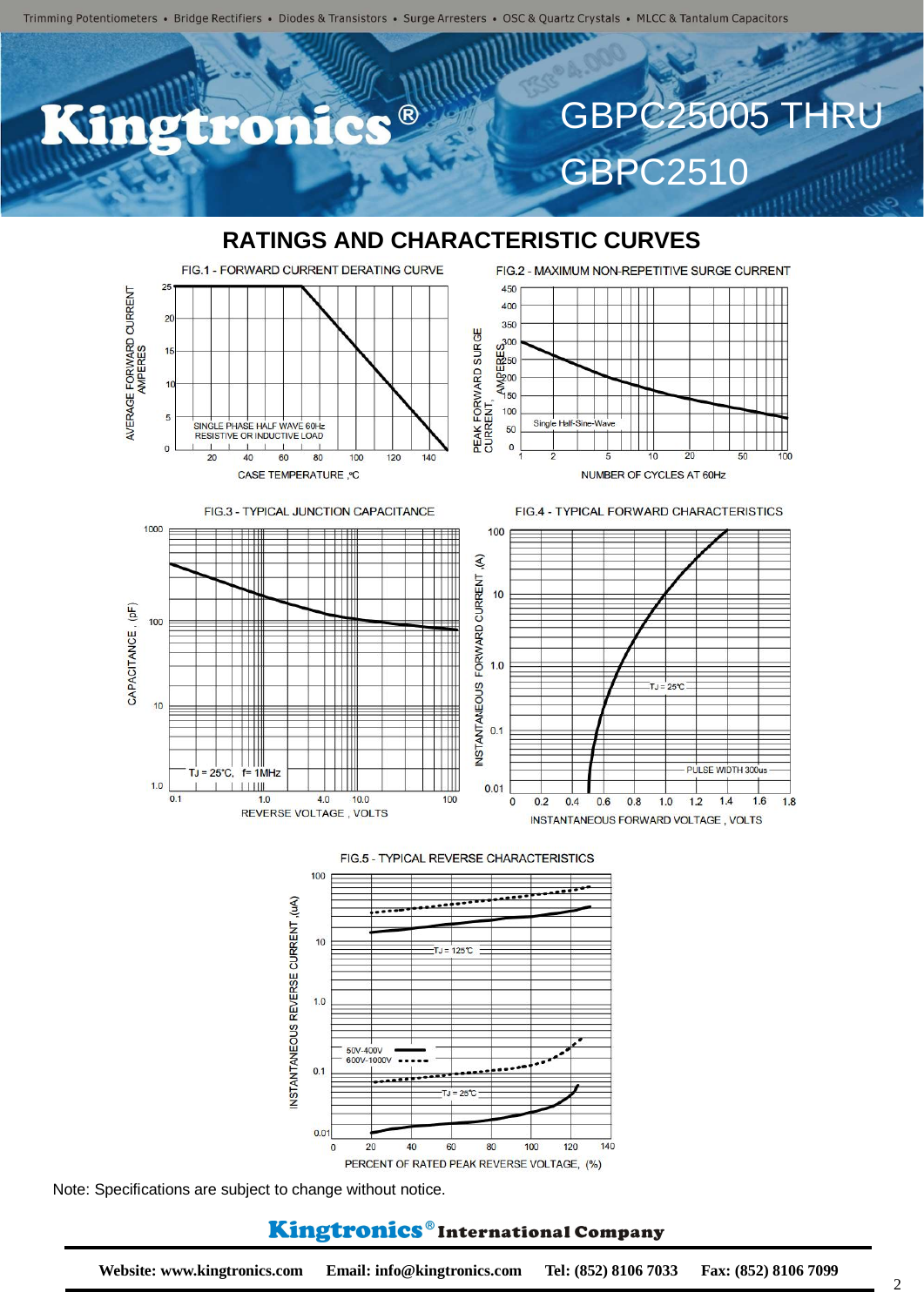Trimming Potentiometers • Bridge Rectifiers • Diodes & Transistors • Surge Arresters • OSC & Quartz Crystals • MLCC & Tantalum Capacitors

# Kingtronics®

# GBPC25005 THRU GBPC2510

## RATINGS AND CHARACTERISTIC CURVES

FIG.1 - FORWARD CURRENT DERATING CURVE

AVERAGE FORWARD CURRENT AMPERES

25
20
15
10
5
0

SINGLE PHASE HALF WAVE 60Hz
RESISTIVE OR INDUCTIVE LOAD

20 40 60 80 100 120 140

CASE TEMPERATURE ,°C

FIG.2 - MAXIMUM NON-REPETITIVE SURGE CURRENT

PEAK FORWARD SURGE CURRENT, AMPERES

450
400
350
300
250
200
150
100
50
0

Single Half-Sine-Wave

1 2 5 10 20 50 100

NUMBER OF CYCLES AT 60Hz

FIG.3 - TYPICAL JUNCTION CAPACITANCE

CAPACITANCE , (pF)

1000
100
10
1.0

TJ = 25°C, f= 1MHz

0.1 1.0 4.0 10.0 100

REVERSE VOLTAGE , VOLTS

FIG.4 - TYPICAL FORWARD CHARACTERISTICS

INSTANTANEOUS FORWARD CURRENT ,(A)

100
10
1.0
0.1
0.01

TJ = 25°C

PULSE WIDTH 300us

0 0.2 0.4 0.6 0.8 1.0 1.2 1.4 1.6 1.8

INSTANTANEOUS FORWARD VOLTAGE , VOLTS

FIG.5 - TYPICAL REVERSE CHARACTERISTICS

INSTANTANEOUS REVERSE CURRENT ,(uA)

100
10
1.0
0.1
0.01

TJ = 125°C

50V-400V
600V-1000V

TJ = 25°C

0 20 40 60 80 100 120 140

PERCENT OF RATED PEAK REVERSE VOLTAGE, (%)

Note: Specifications are subject to change without notice.

**Kingtronics® International Company**

**Website: www.kingtronics.com Email: info@kingtronics.com Tel: (852) 8106 7033 Fax: (852) 8106 7099**